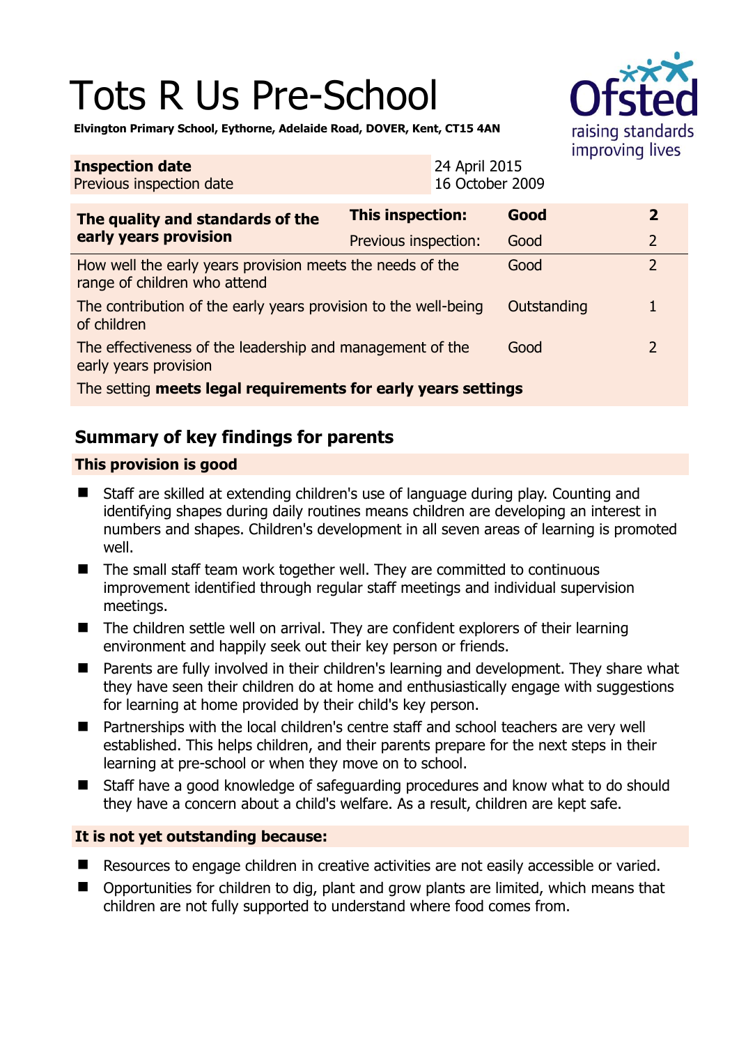# Tots R Us Pre-School

**Elvington Primary School, Eythorne, Adelaide Road, DOVER, Kent, CT15 4AN**

| **Inspection date** | 24 April 2015 |
|---|---|
| Previous inspection date | 16 October 2009 |

| **The quality and standards of the early years provision** | **This inspection:** | **Good** | **2** |
|---|---|---|---|
| | Previous inspection: | Good | 2 |
| How well the early years provision meets the needs of the range of children who attend | | Good | 2 |
| The contribution of the early years provision to the well-being of children | | Outstanding | 1 |
| The effectiveness of the leadership and management of the early years provision | | Good | 2 |
| The setting **meets legal requirements for early years settings** | | | |

## Summary of key findings for parents

### This provision is good

- Staff are skilled at extending children's use of language during play. Counting and identifying shapes during daily routines means children are developing an interest in numbers and shapes. Children's development in all seven areas of learning is promoted well.
- The small staff team work together well. They are committed to continuous improvement identified through regular staff meetings and individual supervision meetings.
- The children settle well on arrival. They are confident explorers of their learning environment and happily seek out their key person or friends.
- Parents are fully involved in their children's learning and development. They share what they have seen their children do at home and enthusiastically engage with suggestions for learning at home provided by their child's key person.
- Partnerships with the local children's centre staff and school teachers are very well established. This helps children, and their parents prepare for the next steps in their learning at pre-school or when they move on to school.
- Staff have a good knowledge of safeguarding procedures and know what to do should they have a concern about a child's welfare. As a result, children are kept safe.

### It is not yet outstanding because:

- Resources to engage children in creative activities are not easily accessible or varied.
- Opportunities for children to dig, plant and grow plants are limited, which means that children are not fully supported to understand where food comes from.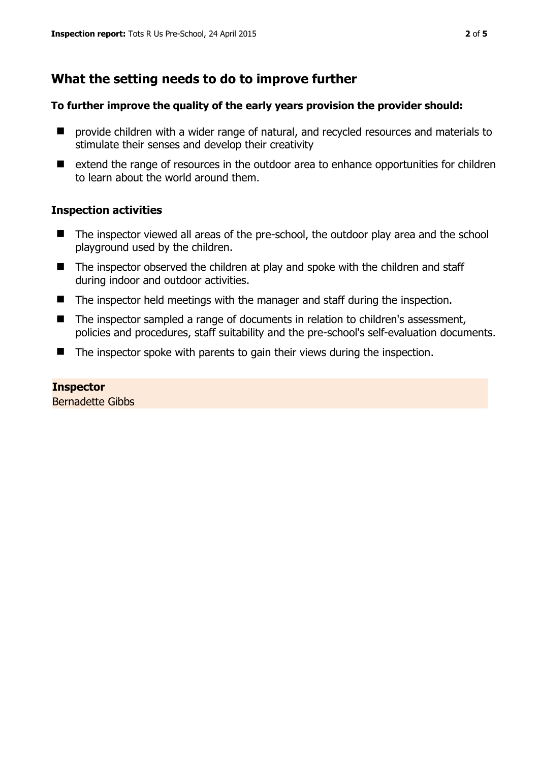## What the setting needs to do to improve further

**To further improve the quality of the early years provision the provider should:**

- provide children with a wider range of natural, and recycled resources and materials to stimulate their senses and develop their creativity
- extend the range of resources in the outdoor area to enhance opportunities for children to learn about the world around them.

### Inspection activities

- The inspector viewed all areas of the pre-school, the outdoor play area and the school playground used by the children.
- The inspector observed the children at play and spoke with the children and staff during indoor and outdoor activities.
- The inspector held meetings with the manager and staff during the inspection.
- The inspector sampled a range of documents in relation to children's assessment, policies and procedures, staff suitability and the pre-school's self-evaluation documents.
- The inspector spoke with parents to gain their views during the inspection.

**Inspector**
Bernadette Gibbs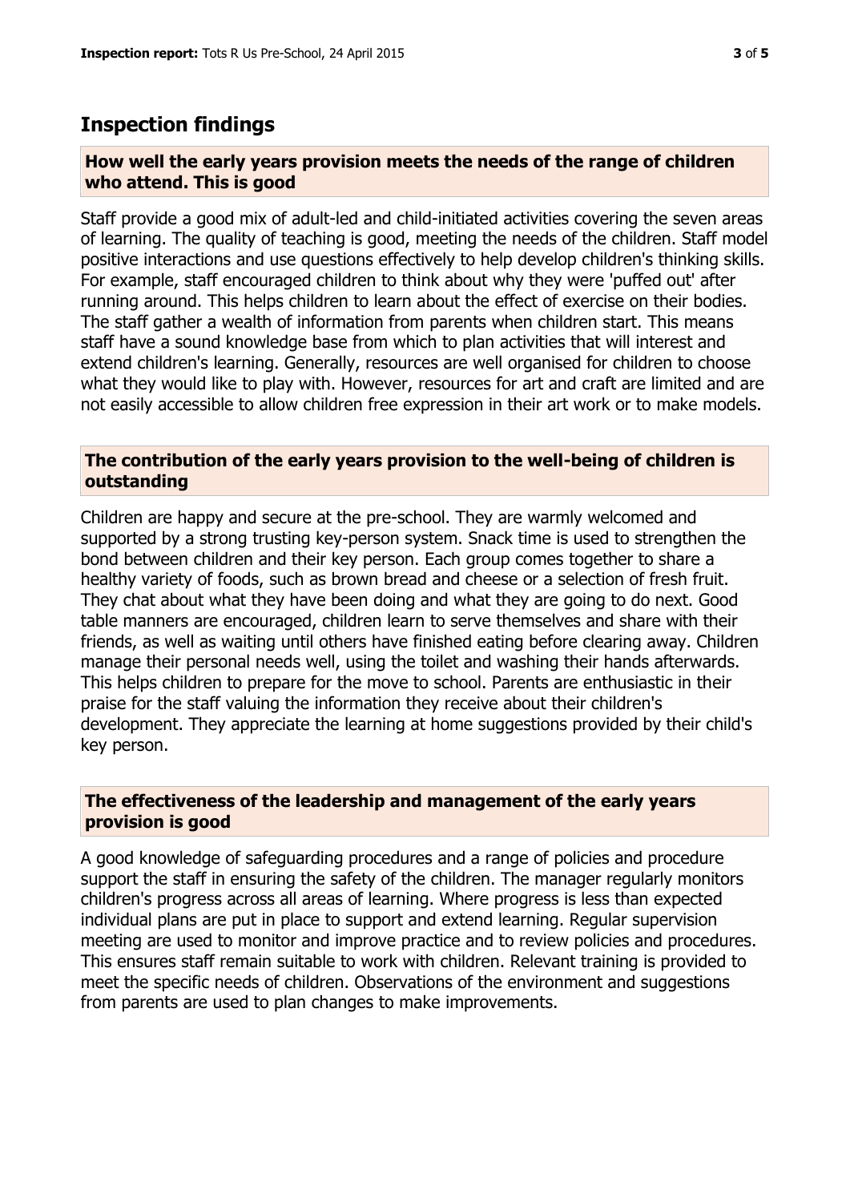## Inspection findings

### How well the early years provision meets the needs of the range of children who attend. This is good

Staff provide a good mix of adult-led and child-initiated activities covering the seven areas of learning. The quality of teaching is good, meeting the needs of the children. Staff model positive interactions and use questions effectively to help develop children's thinking skills. For example, staff encouraged children to think about why they were 'puffed out' after running around. This helps children to learn about the effect of exercise on their bodies. The staff gather a wealth of information from parents when children start. This means staff have a sound knowledge base from which to plan activities that will interest and extend children's learning. Generally, resources are well organised for children to choose what they would like to play with. However, resources for art and craft are limited and are not easily accessible to allow children free expression in their art work or to make models.

### The contribution of the early years provision to the well-being of children is outstanding

Children are happy and secure at the pre-school. They are warmly welcomed and supported by a strong trusting key-person system. Snack time is used to strengthen the bond between children and their key person. Each group comes together to share a healthy variety of foods, such as brown bread and cheese or a selection of fresh fruit. They chat about what they have been doing and what they are going to do next. Good table manners are encouraged, children learn to serve themselves and share with their friends, as well as waiting until others have finished eating before clearing away. Children manage their personal needs well, using the toilet and washing their hands afterwards. This helps children to prepare for the move to school. Parents are enthusiastic in their praise for the staff valuing the information they receive about their children's development. They appreciate the learning at home suggestions provided by their child's key person.

### The effectiveness of the leadership and management of the early years provision is good

A good knowledge of safeguarding procedures and a range of policies and procedure support the staff in ensuring the safety of the children. The manager regularly monitors children's progress across all areas of learning. Where progress is less than expected individual plans are put in place to support and extend learning. Regular supervision meeting are used to monitor and improve practice and to review policies and procedures. This ensures staff remain suitable to work with children. Relevant training is provided to meet the specific needs of children. Observations of the environment and suggestions from parents are used to plan changes to make improvements.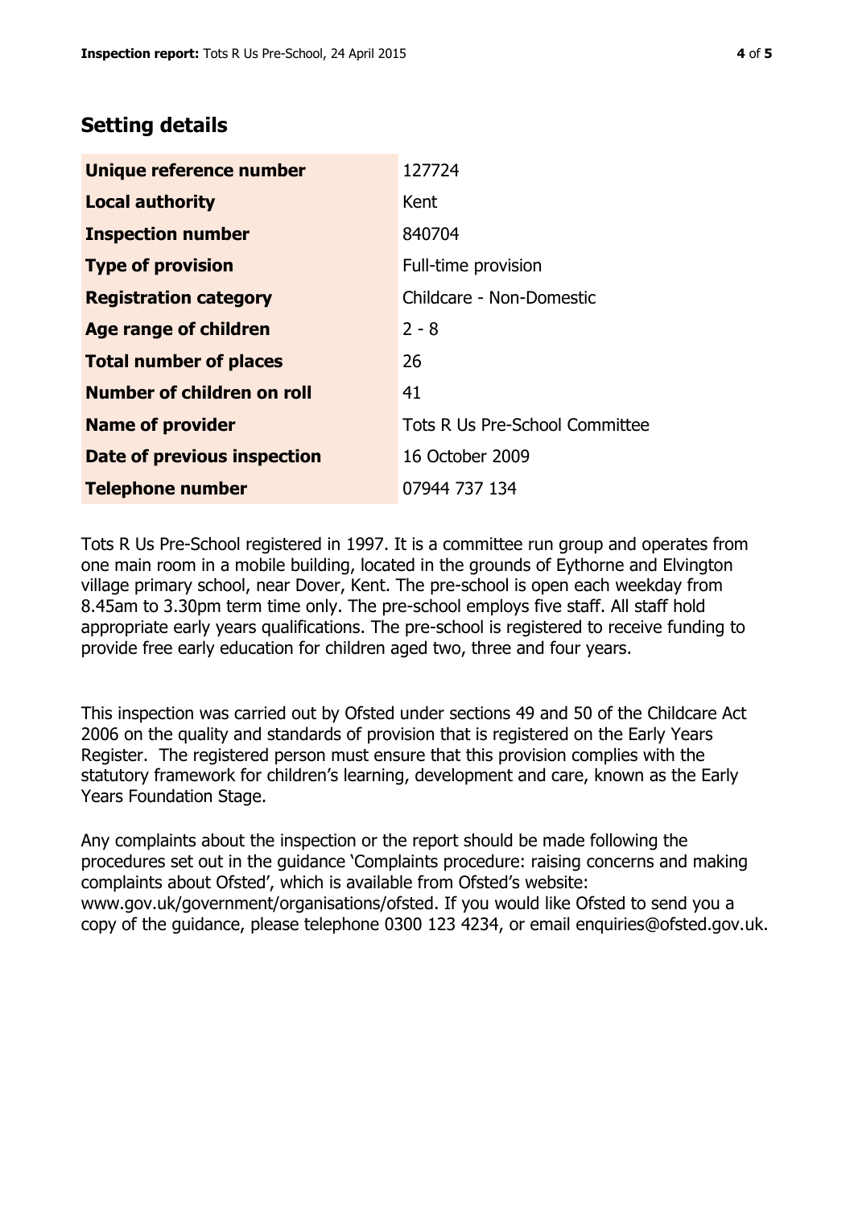## Setting details

| | |
|---|---|
| **Unique reference number** | 127724 |
| **Local authority** | Kent |
| **Inspection number** | 840704 |
| **Type of provision** | Full-time provision |
| **Registration category** | Childcare - Non-Domestic |
| **Age range of children** | 2 - 8 |
| **Total number of places** | 26 |
| **Number of children on roll** | 41 |
| **Name of provider** | Tots R Us Pre-School Committee |
| **Date of previous inspection** | 16 October 2009 |
| **Telephone number** | 07944 737 134 |

Tots R Us Pre-School registered in 1997. It is a committee run group and operates from one main room in a mobile building, located in the grounds of Eythorne and Elvington village primary school, near Dover, Kent. The pre-school is open each weekday from 8.45am to 3.30pm term time only. The pre-school employs five staff. All staff hold appropriate early years qualifications. The pre-school is registered to receive funding to provide free early education for children aged two, three and four years.

This inspection was carried out by Ofsted under sections 49 and 50 of the Childcare Act 2006 on the quality and standards of provision that is registered on the Early Years Register. The registered person must ensure that this provision complies with the statutory framework for children's learning, development and care, known as the Early Years Foundation Stage.

Any complaints about the inspection or the report should be made following the procedures set out in the guidance 'Complaints procedure: raising concerns and making complaints about Ofsted', which is available from Ofsted's website: www.gov.uk/government/organisations/ofsted. If you would like Ofsted to send you a copy of the guidance, please telephone 0300 123 4234, or email enquiries@ofsted.gov.uk.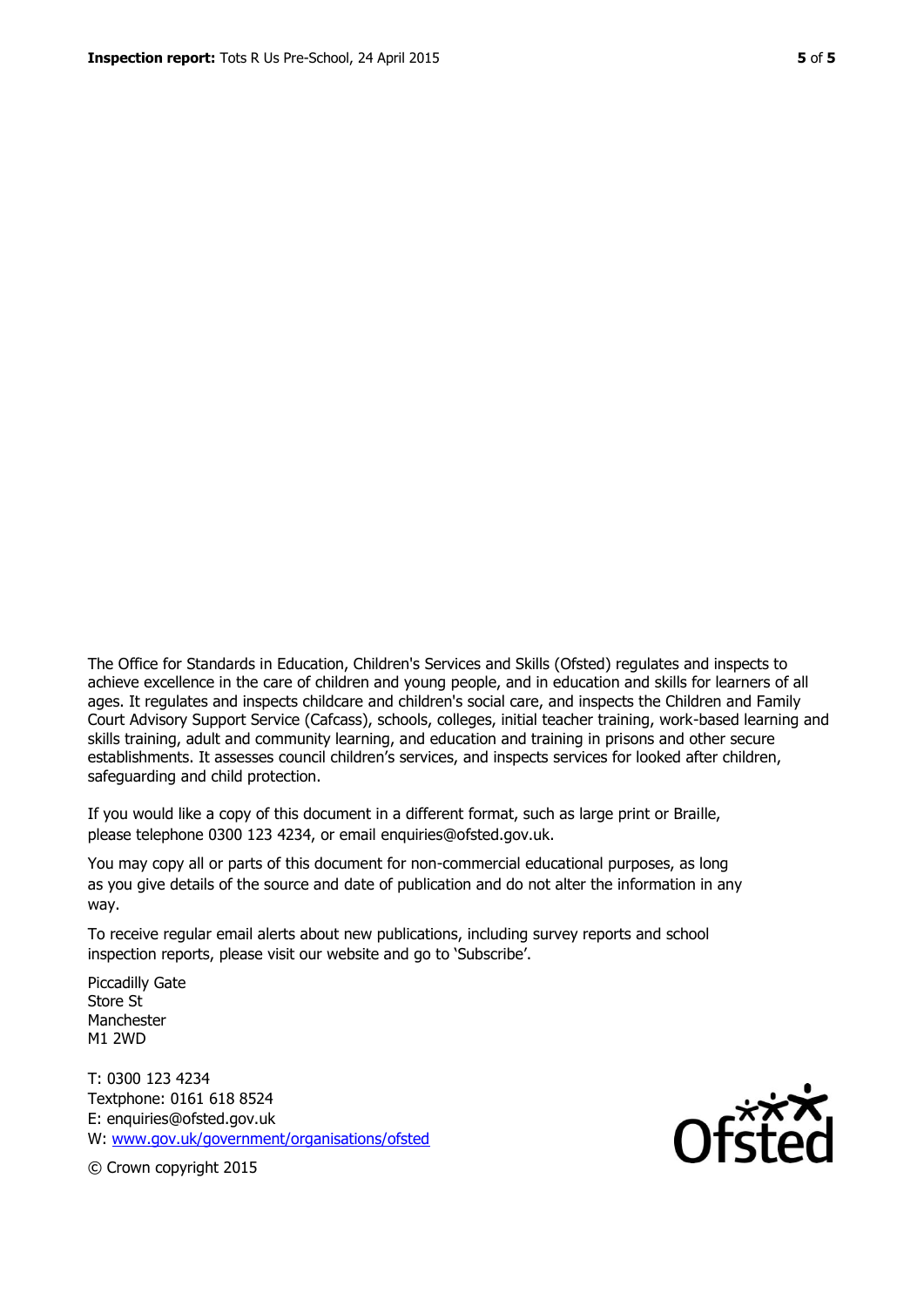The Office for Standards in Education, Children's Services and Skills (Ofsted) regulates and inspects to achieve excellence in the care of children and young people, and in education and skills for learners of all ages. It regulates and inspects childcare and children's social care, and inspects the Children and Family Court Advisory Support Service (Cafcass), schools, colleges, initial teacher training, work-based learning and skills training, adult and community learning, and education and training in prisons and other secure establishments. It assesses council children's services, and inspects services for looked after children, safeguarding and child protection.

If you would like a copy of this document in a different format, such as large print or Braille, please telephone 0300 123 4234, or email enquiries@ofsted.gov.uk.

You may copy all or parts of this document for non-commercial educational purposes, as long as you give details of the source and date of publication and do not alter the information in any way.

To receive regular email alerts about new publications, including survey reports and school inspection reports, please visit our website and go to 'Subscribe'.

Piccadilly Gate
Store St
Manchester
M1 2WD

T: 0300 123 4234
Textphone: 0161 618 8524
E: enquiries@ofsted.gov.uk
W: [www.gov.uk/government/organisations/ofsted](http://www.gov.uk/government/organisations/ofsted)

© Crown copyright 2015

Ofsted